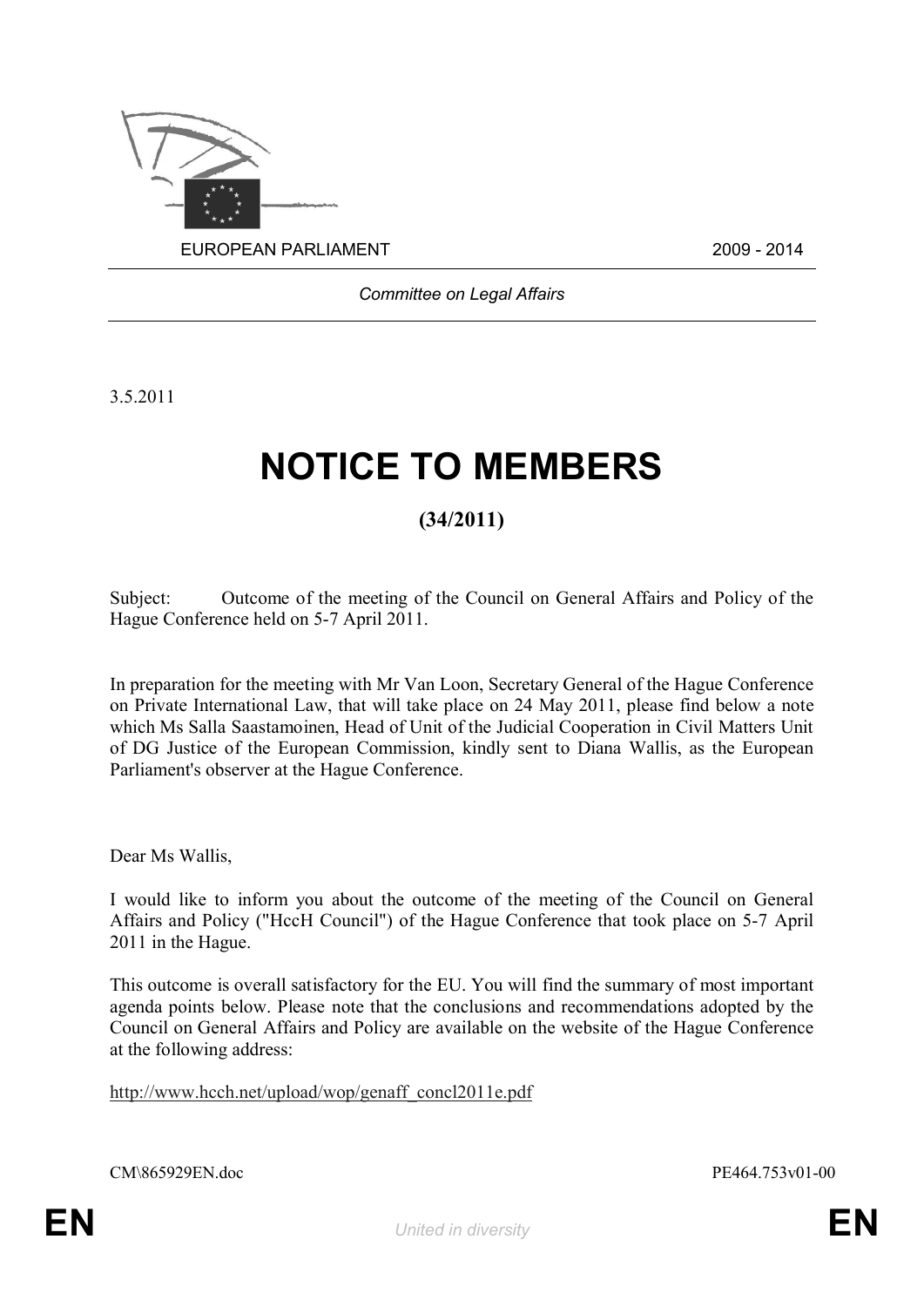EUROPEAN PARLIAMENT 2009 - 2014

*Committee on Legal Affairs*

3.5.2011

# NOTICE TO MEMBERS

## (34/2011)

Subject: Outcome of the meeting of the Council on General Affairs and Policy of the Hague Conference held on 5-7 April 2011.

In preparation for the meeting with Mr Van Loon, Secretary General of the Hague Conference on Private International Law, that will take place on 24 May 2011, please find below a note which Ms Salla Saastamoinen, Head of Unit of the Judicial Cooperation in Civil Matters Unit of DG Justice of the European Commission, kindly sent to Diana Wallis, as the European Parliament's observer at the Hague Conference.

Dear Ms Wallis,

I would like to inform you about the outcome of the meeting of the Council on General Affairs and Policy ("HccH Council") of the Hague Conference that took place on 5-7 April 2011 in the Hague.

This outcome is overall satisfactory for the EU. You will find the summary of most important agenda points below. Please note that the conclusions and recommendations adopted by the Council on General Affairs and Policy are available on the website of the Hague Conference at the following address:

http://www.hcch.net/upload/wop/genaff_concl2011e.pdf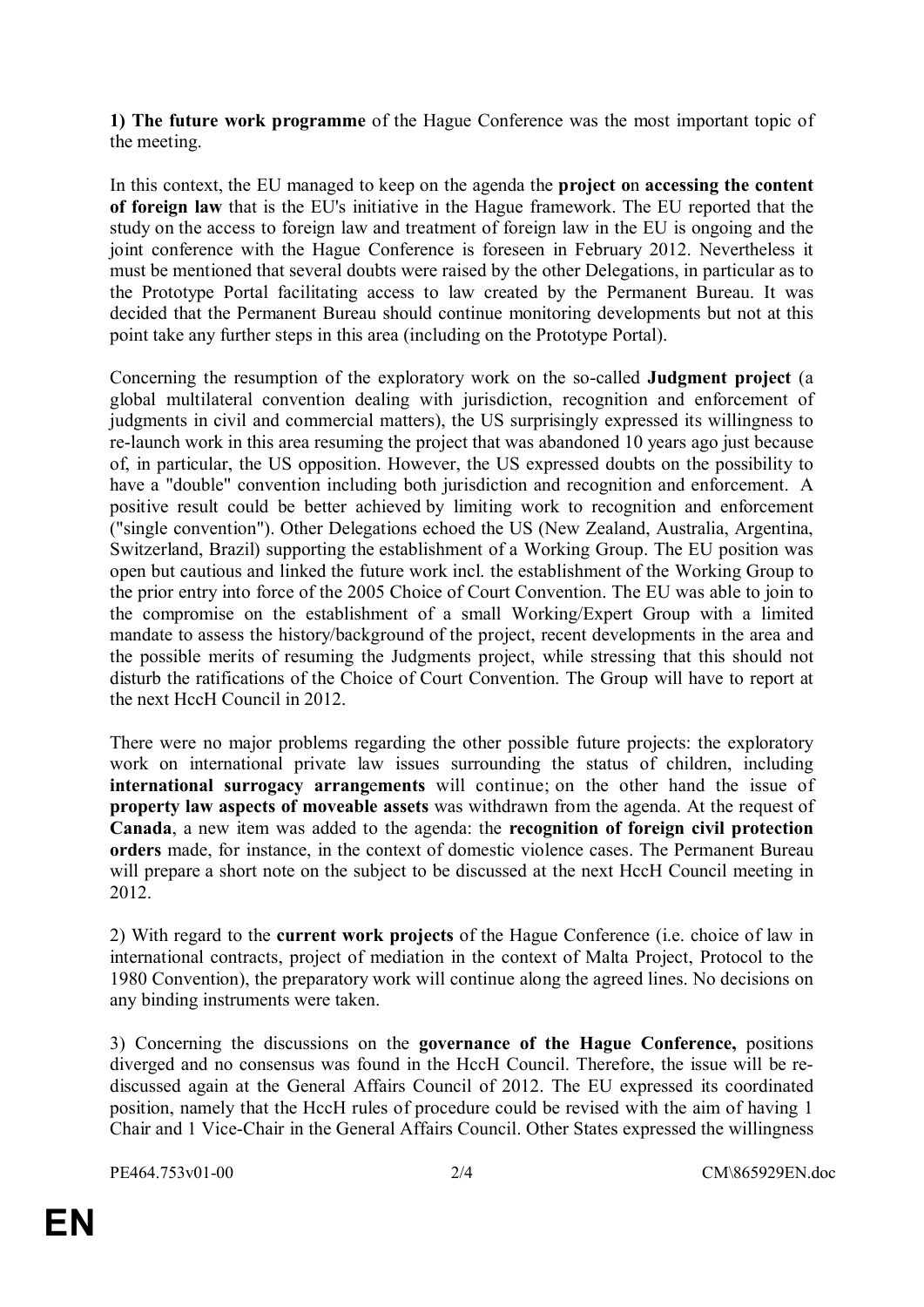**1) The future work programme** of the Hague Conference was the most important topic of the meeting.

In this context, the EU managed to keep on the agenda the **project on accessing the content of foreign law** that is the EU's initiative in the Hague framework. The EU reported that the study on the access to foreign law and treatment of foreign law in the EU is ongoing and the joint conference with the Hague Conference is foreseen in February 2012. Nevertheless it must be mentioned that several doubts were raised by the other Delegations, in particular as to the Prototype Portal facilitating access to law created by the Permanent Bureau. It was decided that the Permanent Bureau should continue monitoring developments but not at this point take any further steps in this area (including on the Prototype Portal).

Concerning the resumption of the exploratory work on the so-called **Judgment project** (a global multilateral convention dealing with jurisdiction, recognition and enforcement of judgments in civil and commercial matters), the US surprisingly expressed its willingness to re-launch work in this area resuming the project that was abandoned 10 years ago just because of, in particular, the US opposition. However, the US expressed doubts on the possibility to have a "double" convention including both jurisdiction and recognition and enforcement. A positive result could be better achieved by limiting work to recognition and enforcement ("single convention"). Other Delegations echoed the US (New Zealand, Australia, Argentina, Switzerland, Brazil) supporting the establishment of a Working Group. The EU position was open but cautious and linked the future work incl. the establishment of the Working Group to the prior entry into force of the 2005 Choice of Court Convention. The EU was able to join to the compromise on the establishment of a small Working/Expert Group with a limited mandate to assess the history/background of the project, recent developments in the area and the possible merits of resuming the Judgments project, while stressing that this should not disturb the ratifications of the Choice of Court Convention. The Group will have to report at the next HccH Council in 2012.

There were no major problems regarding the other possible future projects: the exploratory work on international private law issues surrounding the status of children, including **international surrogacy arrangements** will continue; on the other hand the issue of **property law aspects of moveable assets** was withdrawn from the agenda. At the request of **Canada**, a new item was added to the agenda: the **recognition of foreign civil protection orders** made, for instance, in the context of domestic violence cases. The Permanent Bureau will prepare a short note on the subject to be discussed at the next HccH Council meeting in 2012.

2) With regard to the **current work projects** of the Hague Conference (i.e. choice of law in international contracts, project of mediation in the context of Malta Project, Protocol to the 1980 Convention), the preparatory work will continue along the agreed lines. No decisions on any binding instruments were taken.

3) Concerning the discussions on the **governance of the Hague Conference,** positions diverged and no consensus was found in the HccH Council. Therefore, the issue will be re-discussed again at the General Affairs Council of 2012. The EU expressed its coordinated position, namely that the HccH rules of procedure could be revised with the aim of having 1 Chair and 1 Vice-Chair in the General Affairs Council. Other States expressed the willingness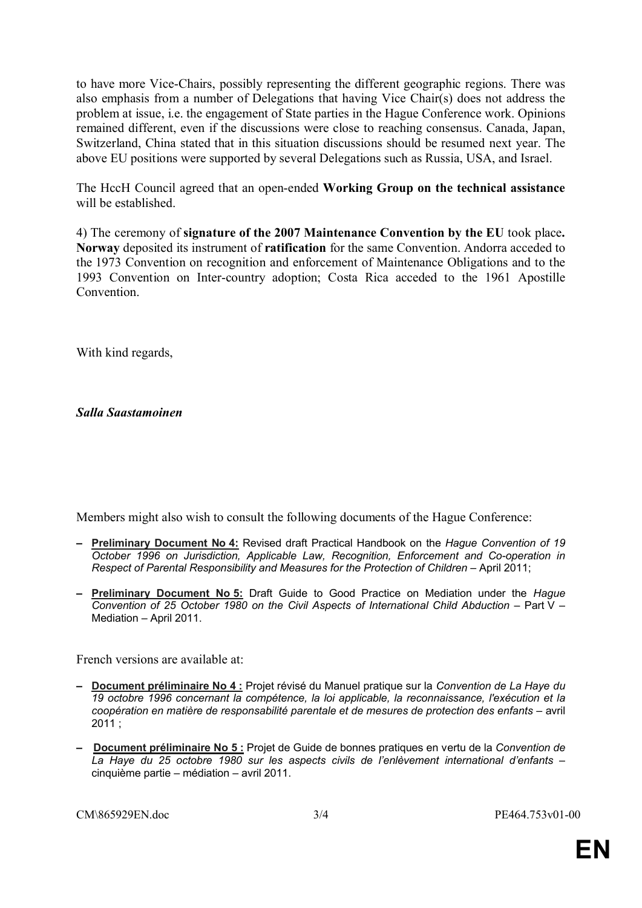to have more Vice-Chairs, possibly representing the different geographic regions. There was also emphasis from a number of Delegations that having Vice Chair(s) does not address the problem at issue, i.e. the engagement of State parties in the Hague Conference work. Opinions remained different, even if the discussions were close to reaching consensus. Canada, Japan, Switzerland, China stated that in this situation discussions should be resumed next year. The above EU positions were supported by several Delegations such as Russia, USA, and Israel.

The HccH Council agreed that an open-ended **Working Group on the technical assistance** will be established.

4) The ceremony of **signature of the 2007 Maintenance Convention by the EU** took place**. Norway** deposited its instrument of **ratification** for the same Convention. Andorra acceded to the 1973 Convention on recognition and enforcement of Maintenance Obligations and to the 1993 Convention on Inter-country adoption; Costa Rica acceded to the 1961 Apostille Convention.

With kind regards,

***Salla Saastamoinen***

Members might also wish to consult the following documents of the Hague Conference:

- **Preliminary Document No 4:** Revised draft Practical Handbook on the *Hague Convention of 19 October 1996 on Jurisdiction, Applicable Law, Recognition, Enforcement and Co-operation in Respect of Parental Responsibility and Measures for the Protection of Children* – April 2011;
- **Preliminary Document No 5:** Draft Guide to Good Practice on Mediation under the *Hague Convention of 25 October 1980 on the Civil Aspects of International Child Abduction* – Part V – Mediation – April 2011.

French versions are available at:

- **Document préliminaire No 4 :** Projet révisé du Manuel pratique sur la *Convention de La Haye du 19 octobre 1996 concernant la compétence, la loi applicable, la reconnaissance, l'exécution et la coopération en matière de responsabilité parentale et de mesures de protection des enfants* – avril 2011 ;
- **Document préliminaire No 5 :** Projet de Guide de bonnes pratiques en vertu de la *Convention de La Haye du 25 octobre 1980 sur les aspects civils de l'enlèvement international d'enfants* – cinquième partie – médiation – avril 2011.